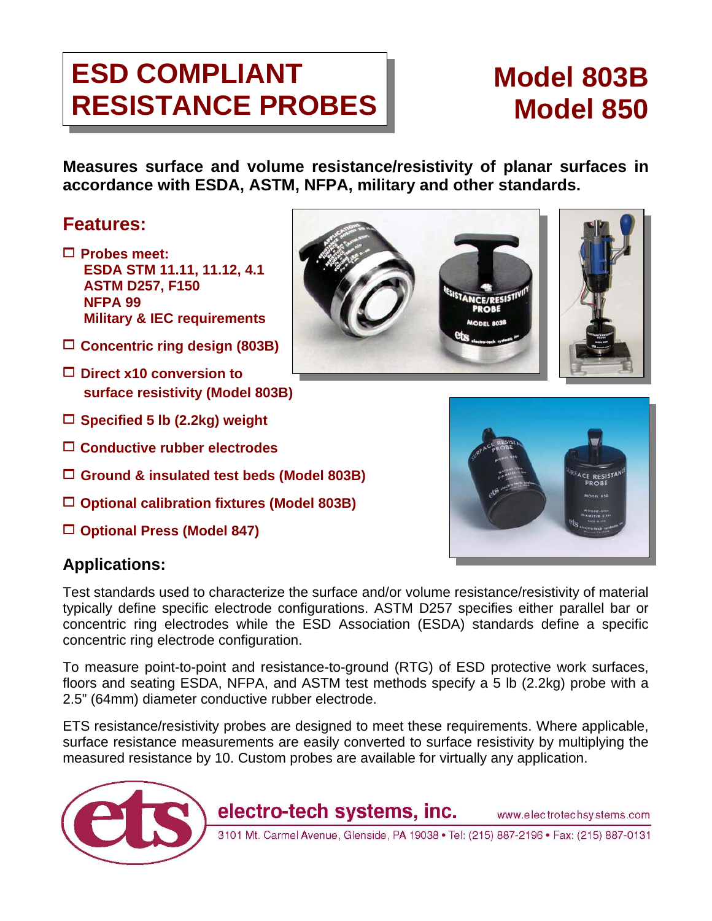# ESD COMPLIANT RESISTANCE PROBES

# Model 803B
# Model 850

**Measures surface and volume resistance/resistivity of planar surfaces in accordance with ESDA, ASTM, NFPA, military and other standards.**

## Features:

- **Probes meet:**
  **ESDA STM 11.11, 11.12, 4.1**
  **ASTM D257, F150**
  **NFPA 99**
  **Military & IEC requirements**
- **Concentric ring design (803B)**
- **Direct x10 conversion to surface resistivity (Model 803B)**
- **Specified 5 lb (2.2kg) weight**
- **Conductive rubber electrodes**
- **Ground & insulated test beds (Model 803B)**
- **Optional calibration fixtures (Model 803B)**
- **Optional Press (Model 847)**

## Applications:

Test standards used to characterize the surface and/or volume resistance/resistivity of material typically define specific electrode configurations. ASTM D257 specifies either parallel bar or concentric ring electrodes while the ESD Association (ESDA) standards define a specific concentric ring electrode configuration.

To measure point-to-point and resistance-to-ground (RTG) of ESD protective work surfaces, floors and seating ESDA, NFPA, and ASTM test methods specify a 5 lb (2.2kg) probe with a 2.5" (64mm) diameter conductive rubber electrode.

ETS resistance/resistivity probes are designed to meet these requirements. Where applicable, surface resistance measurements are easily converted to surface resistivity by multiplying the measured resistance by 10. Custom probes are available for virtually any application.

electro-tech systems, inc. www.electrotechsystems.com
3101 Mt. Carmel Avenue, Glenside, PA 19038 • Tel: (215) 887-2196 • Fax: (215) 887-0131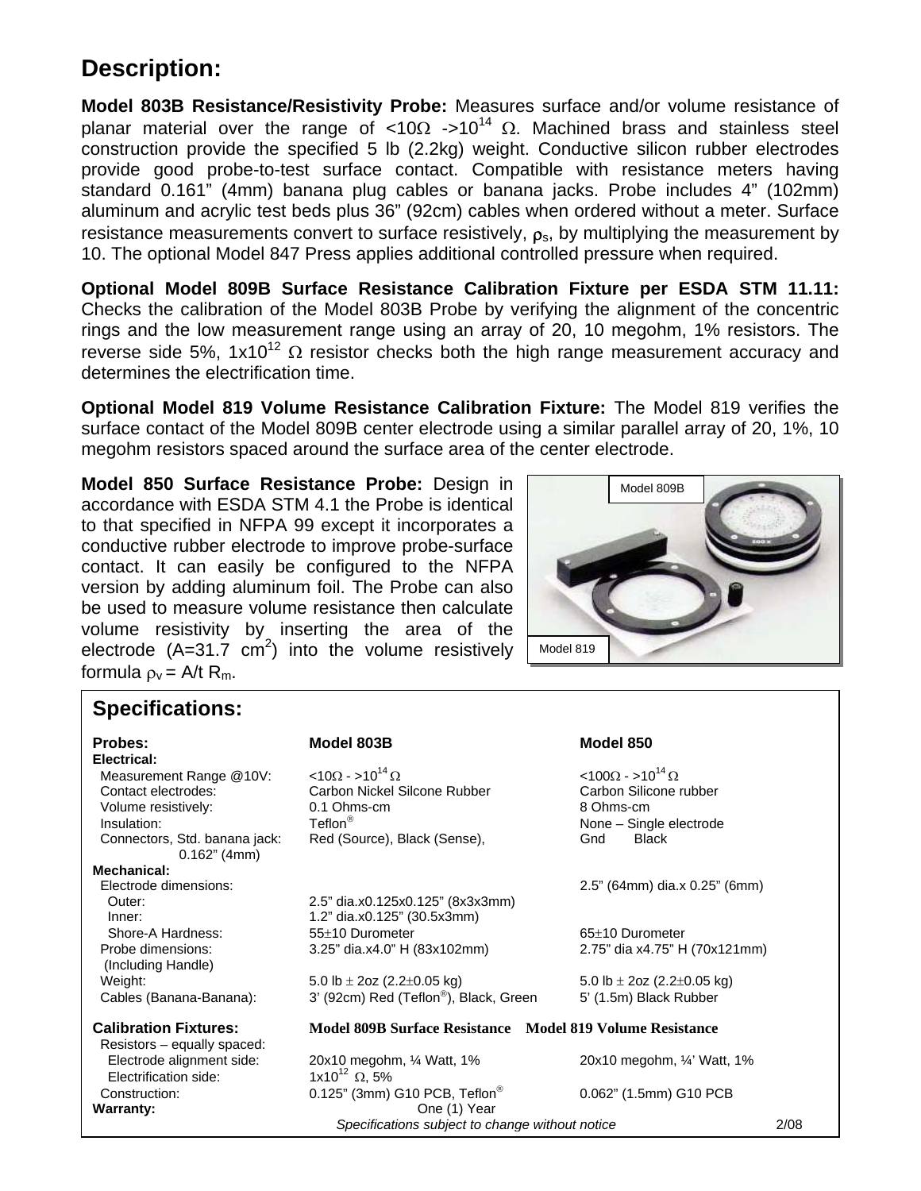# Description:

**Model 803B Resistance/Resistivity Probe:** Measures surface and/or volume resistance of planar material over the range of <10Ω ->$10^{14}$ Ω. Machined brass and stainless steel construction provide the specified 5 lb (2.2kg) weight. Conductive silicon rubber electrodes provide good probe-to-test surface contact. Compatible with resistance meters having standard 0.161" (4mm) banana plug cables or banana jacks. Probe includes 4" (102mm) aluminum and acrylic test beds plus 36" (92cm) cables when ordered without a meter. Surface resistance measurements convert to surface resistively, $\rho_s$, by multiplying the measurement by 10. The optional Model 847 Press applies additional controlled pressure when required.

**Optional Model 809B Surface Resistance Calibration Fixture per ESDA STM 11.11:** Checks the calibration of the Model 803B Probe by verifying the alignment of the concentric rings and the low measurement range using an array of 20, 10 megohm, 1% resistors. The reverse side 5%, 1x$10^{12}$ Ω resistor checks both the high range measurement accuracy and determines the electrification time.

**Optional Model 819 Volume Resistance Calibration Fixture:** The Model 819 verifies the surface contact of the Model 809B center electrode using a similar parallel array of 20, 1%, 10 megohm resistors spaced around the surface area of the center electrode.

**Model 850 Surface Resistance Probe:** Design in accordance with ESDA STM 4.1 the Probe is identical to that specified in NFPA 99 except it incorporates a conductive rubber electrode to improve probe-surface contact. It can easily be configured to the NFPA version by adding aluminum foil. The Probe can also be used to measure volume resistance then calculate volume resistivity by inserting the area of the electrode (A=31.7 $cm^2$) into the volume resistively formula $\rho_v = A/t\ R_m$.

Model 809B

Model 819

## Specifications:

| Probes: | Model 803B | Model 850 |
|---|---|---|
| **Electrical:** | | |
| Measurement Range @10V: | <10Ω - >$10^{14}$ Ω | <100Ω - >$10^{14}$ Ω |
| Contact electrodes: | Carbon Nickel Silcone Rubber | Carbon Silicone rubber |
| Volume resistively: | 0.1 Ohms-cm | 8 Ohms-cm |
| Insulation: | Teflon® | None – Single electrode |
| Connectors, Std. banana jack: 0.162" (4mm) | Red (Source), Black (Sense), | Gnd Black |
| **Mechanical:** | | |
| Electrode dimensions: | | 2.5" (64mm) dia.x 0.25" (6mm) |
| Outer: | 2.5" dia.x0.125x0.125" (8x3x3mm) | |
| Inner: | 1.2" dia.x0.125" (30.5x3mm) | |
| Shore-A Hardness: | 55±10 Durometer | 65±10 Durometer |
| Probe dimensions: (Including Handle) | 3.25" dia.x4.0" H (83x102mm) | 2.75" dia x4.75" H (70x121mm) |
| Weight: | 5.0 lb ± 2oz (2.2±0.05 kg) | 5.0 lb ± 2oz (2.2±0.05 kg) |
| Cables (Banana-Banana): | 3' (92cm) Red (Teflon®), Black, Green | 5' (1.5m) Black Rubber |
| **Calibration Fixtures:** | **Model 809B Surface Resistance** | **Model 819 Volume Resistance** |
| Resistors – equally spaced: | | |
| Electrode alignment side: | 20x10 megohm, ¼ Watt, 1% | 20x10 megohm, ¼' Watt, 1% |
| Electrification side: | 1x$10^{12}$ Ω, 5% | |
| Construction: | 0.125" (3mm) G10 PCB, Teflon® | 0.062" (1.5mm) G10 PCB |
| **Warranty:** | One (1) Year | |

*Specifications subject to change without notice* 2/08